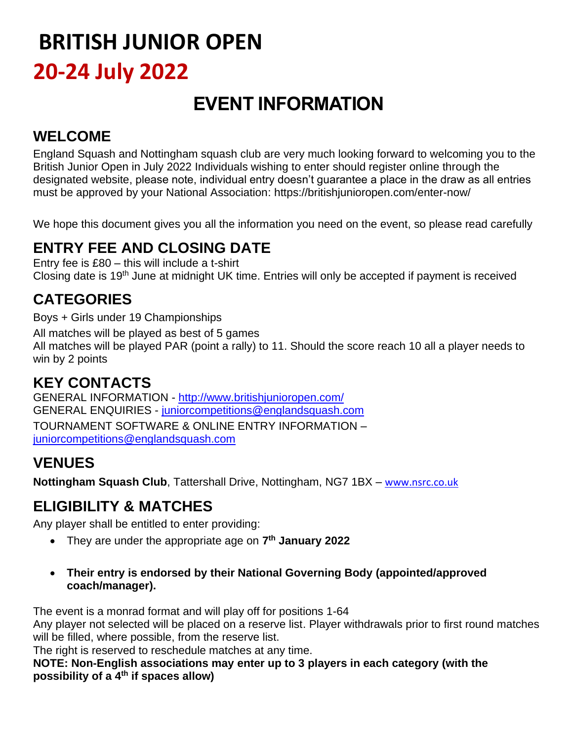# BRITISH JUNIOR OPEN

# 20-24 July 2022

## EVENT INFORMATION

## WELCOME

England Squash and Nottingham squash club are very much looking forward to welcoming you to the British Junior Open in July 2022 Individuals wishing to enter should register online through the designated website, please note, individual entry doesn't guarantee a place in the draw as all entries must be approved by your National Association: https://britishjunioropen.com/enter-now/

We hope this document gives you all the information you need on the event, so please read carefully

## ENTRY FEE AND CLOSING DATE

Entry fee is £80 – this will include a t-shirt
Closing date is 19th June at midnight UK time. Entries will only be accepted if payment is received

## CATEGORIES

Boys + Girls under 19 Championships

All matches will be played as best of 5 games
All matches will be played PAR (point a rally) to 11. Should the score reach 10 all a player needs to win by 2 points

## KEY CONTACTS

GENERAL INFORMATION - http://www.britishjunioropen.com/
GENERAL ENQUIRIES - juniorcompetitions@englandsquash.com
TOURNAMENT SOFTWARE & ONLINE ENTRY INFORMATION – juniorcompetitions@englandsquash.com

## VENUES

**Nottingham Squash Club**, Tattershall Drive, Nottingham, NG7 1BX – www.nsrc.co.uk

## ELIGIBILITY & MATCHES

Any player shall be entitled to enter providing:

- They are under the appropriate age on **7th January 2022**
- **Their entry is endorsed by their National Governing Body (appointed/approved coach/manager).**

The event is a monrad format and will play off for positions 1-64
Any player not selected will be placed on a reserve list. Player withdrawals prior to first round matches will be filled, where possible, from the reserve list.
The right is reserved to reschedule matches at any time.
**NOTE: Non-English associations may enter up to 3 players in each category (with the possibility of a 4th if spaces allow)**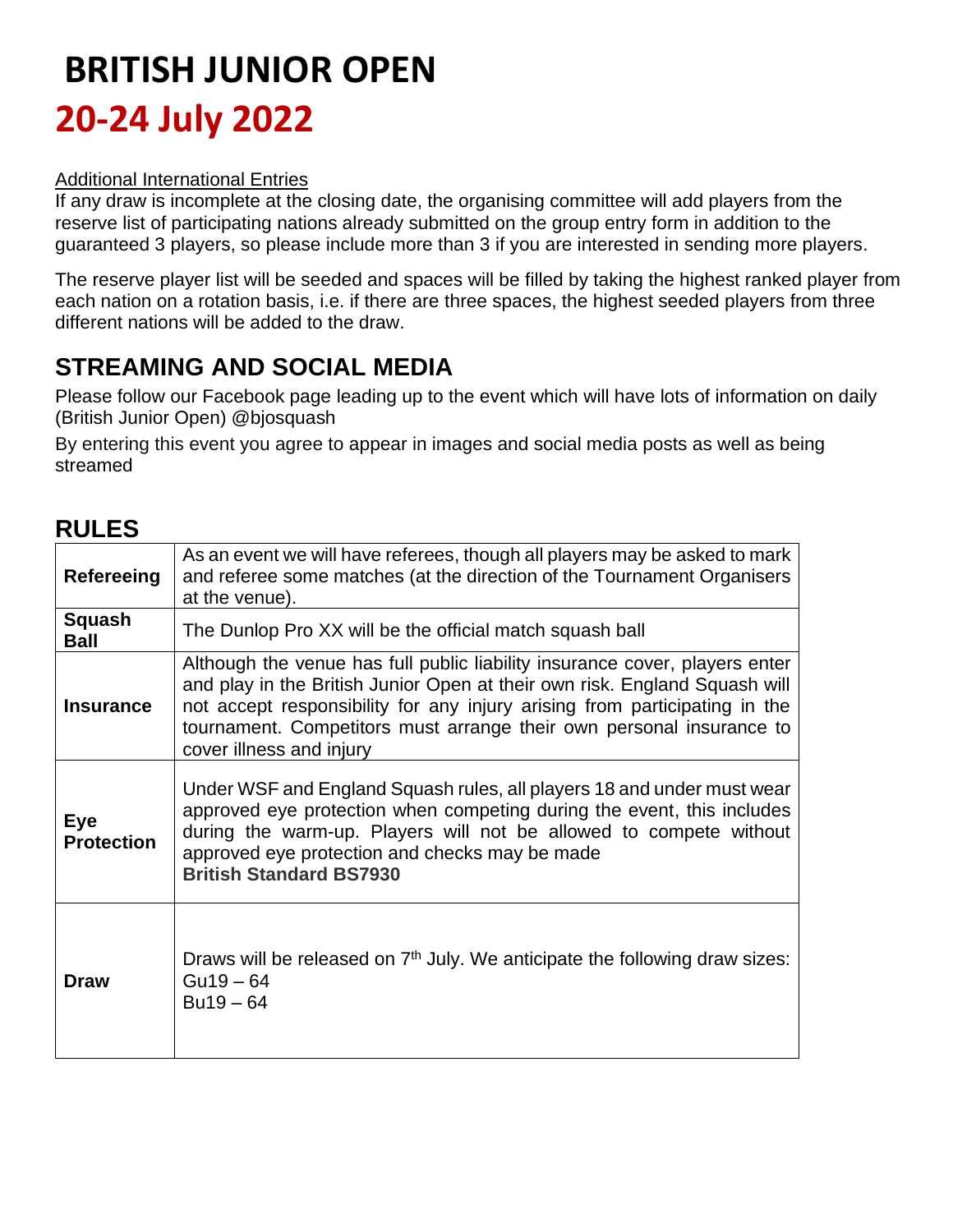# BRITISH JUNIOR OPEN

# 20-24 July 2022

Additional International Entries

If any draw is incomplete at the closing date, the organising committee will add players from the reserve list of participating nations already submitted on the group entry form in addition to the guaranteed 3 players, so please include more than 3 if you are interested in sending more players.

The reserve player list will be seeded and spaces will be filled by taking the highest ranked player from each nation on a rotation basis, i.e. if there are three spaces, the highest seeded players from three different nations will be added to the draw.

## STREAMING AND SOCIAL MEDIA

Please follow our Facebook page leading up to the event which will have lots of information on daily (British Junior Open) @bjosquash

By entering this event you agree to appear in images and social media posts as well as being streamed

## RULES

| | |
|---|---|
| **Refereeing** | As an event we will have referees, though all players may be asked to mark and referee some matches (at the direction of the Tournament Organisers at the venue). |
| **Squash Ball** | The Dunlop Pro XX will be the official match squash ball |
| **Insurance** | Although the venue has full public liability insurance cover, players enter and play in the British Junior Open at their own risk. England Squash will not accept responsibility for any injury arising from participating in the tournament. Competitors must arrange their own personal insurance to cover illness and injury |
| **Eye Protection** | Under WSF and England Squash rules, all players 18 and under must wear approved eye protection when competing during the event, this includes during the warm-up. Players will not be allowed to compete without approved eye protection and checks may be made **British Standard BS7930** |
| **Draw** | Draws will be released on 7th July. We anticipate the following draw sizes: Gu19 – 64 Bu19 – 64 |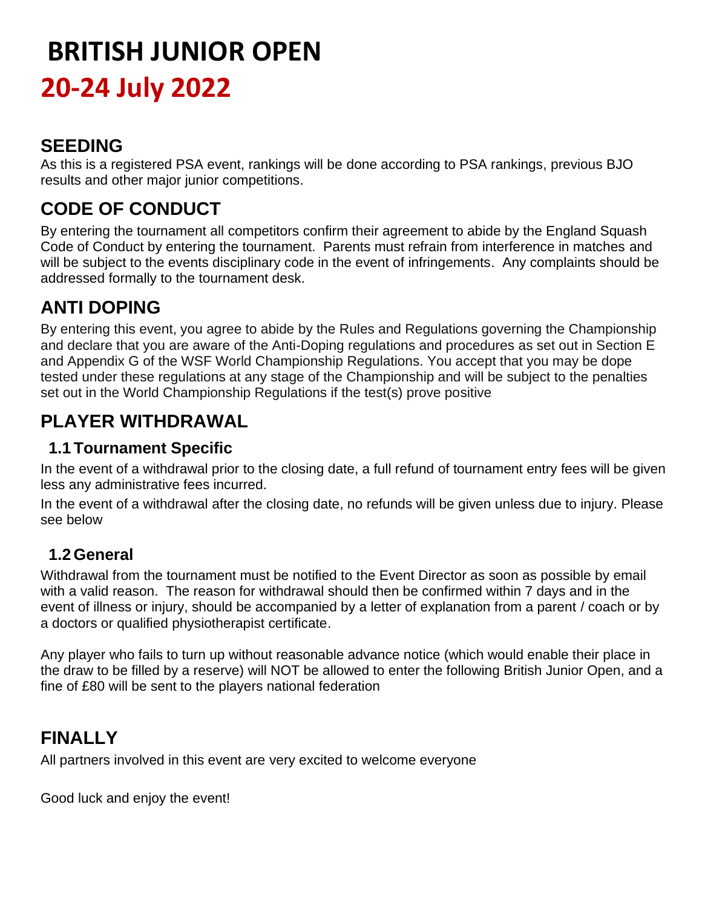# BRITISH JUNIOR OPEN

# 20-24 July 2022

## SEEDING

As this is a registered PSA event, rankings will be done according to PSA rankings, previous BJO results and other major junior competitions.

## CODE OF CONDUCT

By entering the tournament all competitors confirm their agreement to abide by the England Squash Code of Conduct by entering the tournament.  Parents must refrain from interference in matches and will be subject to the events disciplinary code in the event of infringements.  Any complaints should be addressed formally to the tournament desk.

## ANTI DOPING

By entering this event, you agree to abide by the Rules and Regulations governing the Championship and declare that you are aware of the Anti-Doping regulations and procedures as set out in Section E and Appendix G of the WSF World Championship Regulations. You accept that you may be dope tested under these regulations at any stage of the Championship and will be subject to the penalties set out in the World Championship Regulations if the test(s) prove positive

## PLAYER WITHDRAWAL

### 1.1 Tournament Specific

In the event of a withdrawal prior to the closing date, a full refund of tournament entry fees will be given less any administrative fees incurred.

In the event of a withdrawal after the closing date, no refunds will be given unless due to injury. Please see below

### 1.2 General

Withdrawal from the tournament must be notified to the Event Director as soon as possible by email with a valid reason.  The reason for withdrawal should then be confirmed within 7 days and in the event of illness or injury, should be accompanied by a letter of explanation from a parent / coach or by a doctors or qualified physiotherapist certificate.

Any player who fails to turn up without reasonable advance notice (which would enable their place in the draw to be filled by a reserve) will NOT be allowed to enter the following British Junior Open, and a fine of £80 will be sent to the players national federation

## FINALLY

All partners involved in this event are very excited to welcome everyone

Good luck and enjoy the event!